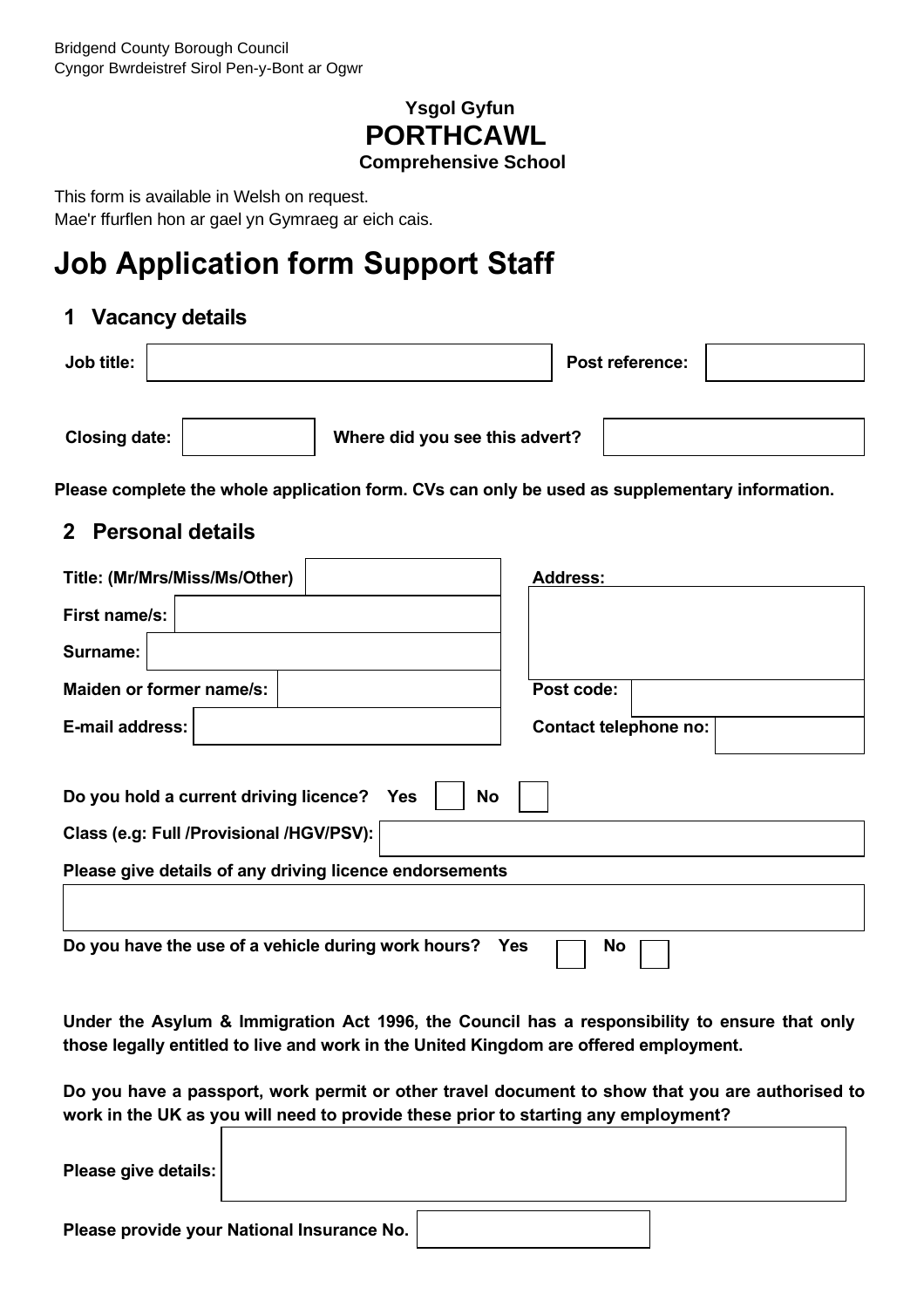Bridgend County Borough Council
Cyngor Bwrdeistref Sirol Pen-y-Bont ar Ogwr

**Ysgol Gyfun**
**PORTHCAWL**
**Comprehensive School**

This form is available in Welsh on request.
Mae'r ffurflen hon ar gael yn Gymraeg ar eich cais.

# Job Application form Support Staff

## 1 Vacancy details

| Job title: | | Post reference: | |
|---|---|---|---|
| Closing date: | | Where did you see this advert? | |

**Please complete the whole application form. CVs can only be used as supplementary information.**

## 2 Personal details

| | | | |
|---|---|---|---|
| Title: (Mr/Mrs/Miss/Ms/Other) | | Address: | |
| First name/s: | | | |
| Surname: | | | |
| Maiden or former name/s: | | Post code: | |
| E-mail address: | | Contact telephone no: | |

**Do you hold a current driving licence?** Yes ☐ No ☐

**Class (e.g: Full /Provisional /HGV/PSV):**

**Please give details of any driving licence endorsements**

**Do you have the use of a vehicle during work hours?** Yes ☐ No ☐

**Under the Asylum & Immigration Act 1996, the Council has a responsibility to ensure that only those legally entitled to live and work in the United Kingdom are offered employment.**

**Do you have a passport, work permit or other travel document to show that you are authorised to work in the UK as you will need to provide these prior to starting any employment?**

**Please give details:**

**Please provide your National Insurance No.**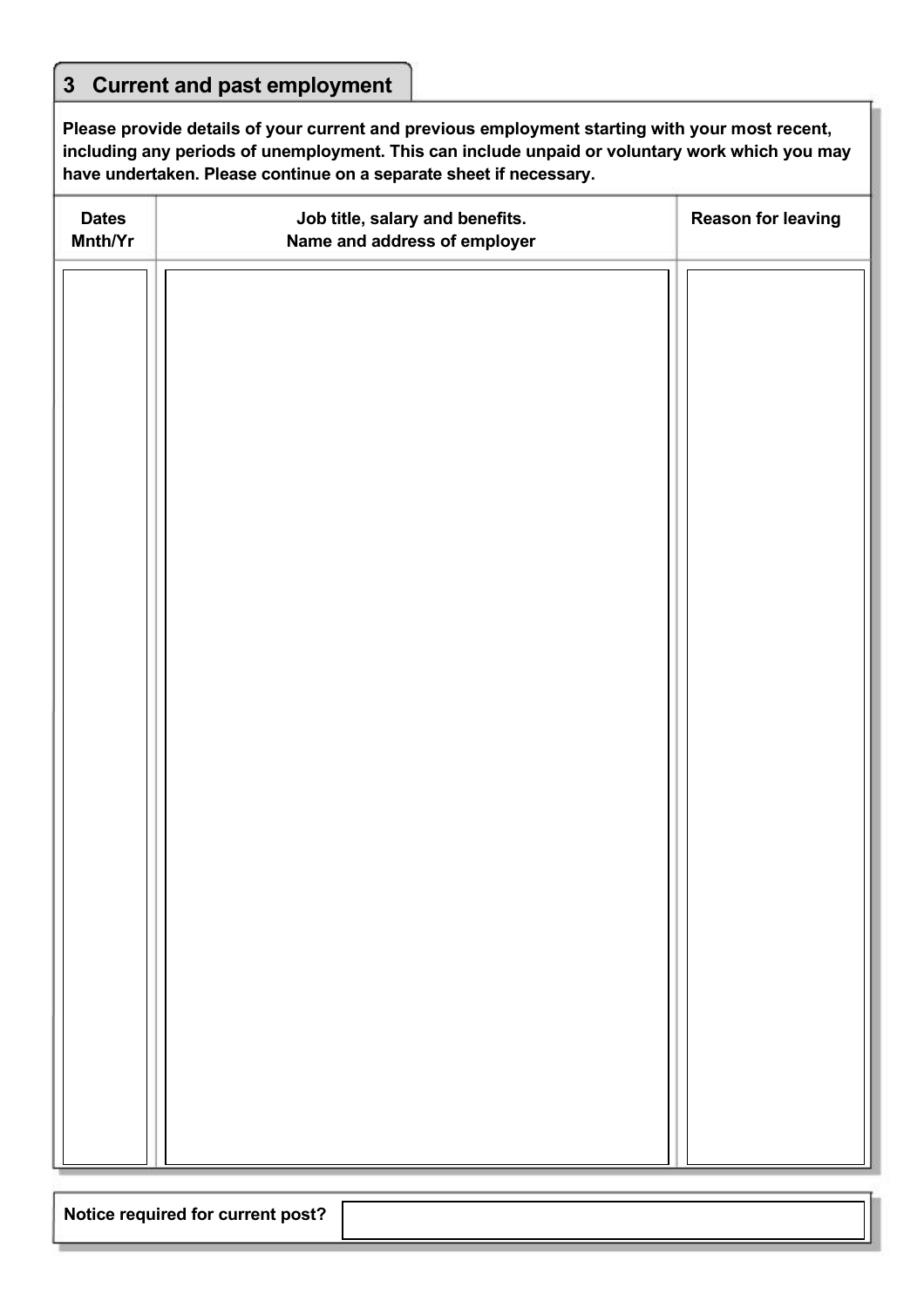## 3 Current and past employment

**Please provide details of your current and previous employment starting with your most recent, including any periods of unemployment. This can include unpaid or voluntary work which you may have undertaken. Please continue on a separate sheet if necessary.**

| Dates Mnth/Yr | Job title, salary and benefits. Name and address of employer | Reason for leaving |
|---|---|---|
| | | |

| Notice required for current post? | |
|---|---|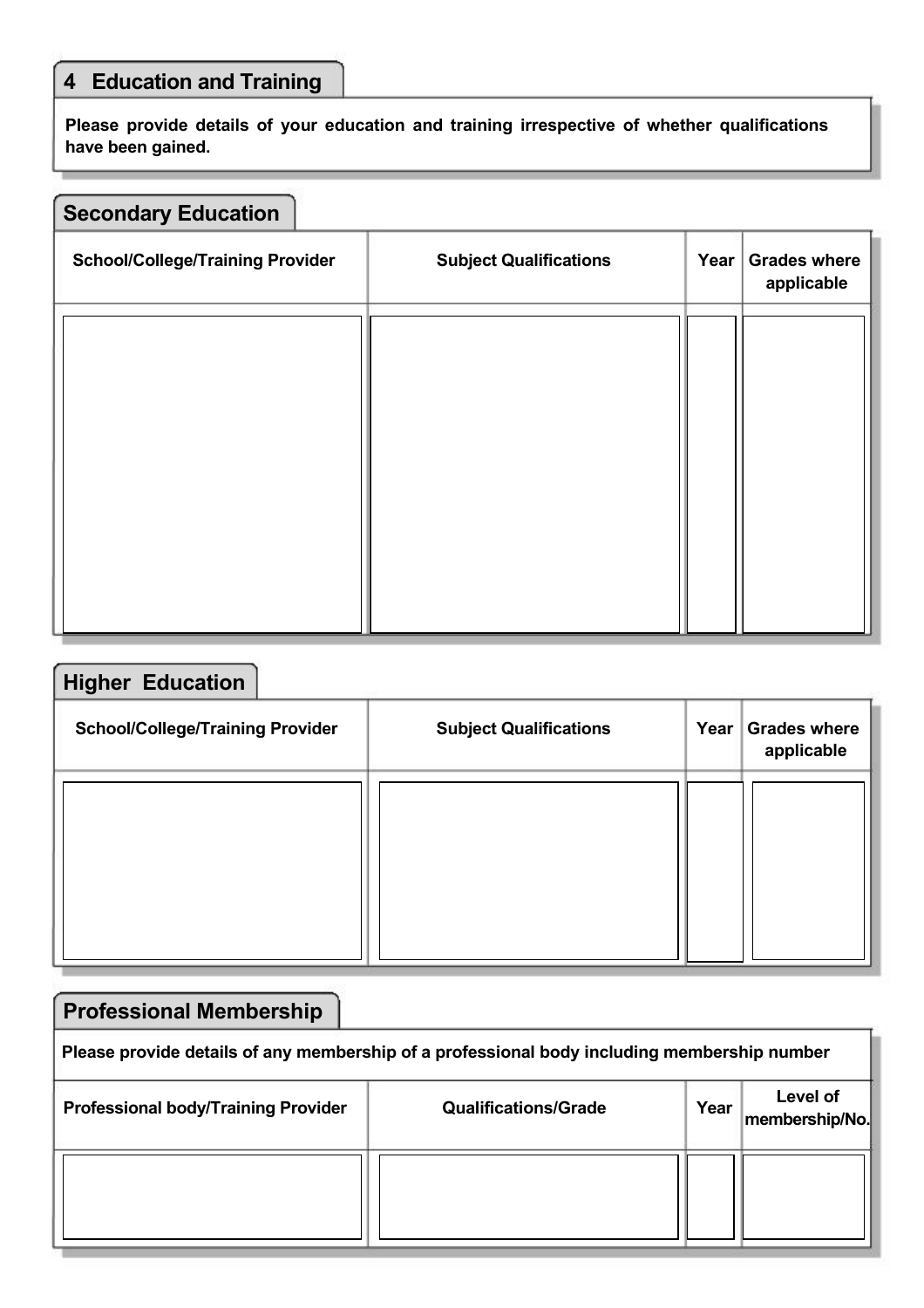## 4 Education and Training

**Please provide details of your education and training irrespective of whether qualifications have been gained.**

### Secondary Education

| School/College/Training Provider | Subject Qualifications | Year | Grades where applicable |
| --- | --- | --- | --- |
| | | | |

### Higher Education

| School/College/Training Provider | Subject Qualifications | Year | Grades where applicable |
| --- | --- | --- | --- |
| | | | |

### Professional Membership

**Please provide details of any membership of a professional body including membership number**

| Professional body/Training Provider | Qualifications/Grade | Year | Level of membership/No. |
| --- | --- | --- | --- |
| | | | |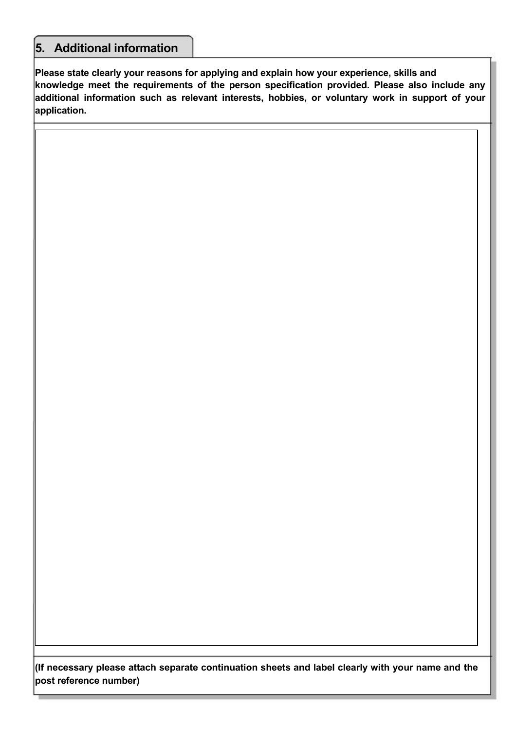## 5. Additional information

**Please state clearly your reasons for applying and explain how your experience, skills and knowledge meet the requirements of the person specification provided. Please also include any additional information such as relevant interests, hobbies, or voluntary work in support of your application.**

**(If necessary please attach separate continuation sheets and label clearly with your name and the post reference number)**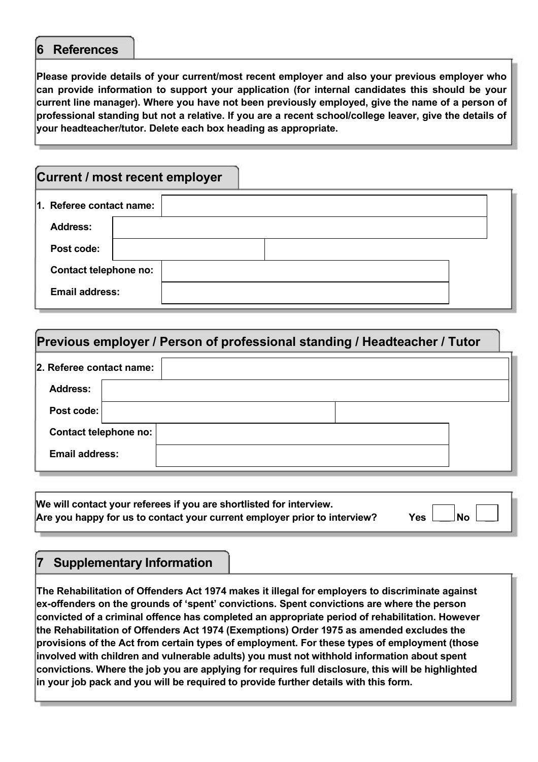## 6 References

**Please provide details of your current/most recent employer and also your previous employer who can provide information to support your application (for internal candidates this should be your current line manager). Where you have not been previously employed, give the name of a person of professional standing but not a relative. If you are a recent school/college leaver, give the details of your headteacher/tutor. Delete each box heading as appropriate.**

### Current / most recent employer

| | |
|---|---|
| **1. Referee contact name:** | |
| **Address:** | |
| **Post code:** | |
| **Contact telephone no:** | |
| **Email address:** | |

### Previous employer / Person of professional standing / Headteacher / Tutor

| | |
|---|---|
| **2. Referee contact name:** | |
| **Address:** | |
| **Post code:** | |
| **Contact telephone no:** | |
| **Email address:** | |

**We will contact your referees if you are shortlisted for interview.**
**Are you happy for us to contact your current employer prior to interview?** **Yes** ☐ **No** ☐

## 7 Supplementary Information

**The Rehabilitation of Offenders Act 1974 makes it illegal for employers to discriminate against ex-offenders on the grounds of 'spent' convictions. Spent convictions are where the person convicted of a criminal offence has completed an appropriate period of rehabilitation. However the Rehabilitation of Offenders Act 1974 (Exemptions) Order 1975 as amended excludes the provisions of the Act from certain types of employment. For these types of employment (those involved with children and vulnerable adults) you must not withhold information about spent convictions. Where the job you are applying for requires full disclosure, this will be highlighted in your job pack and you will be required to provide further details with this form.**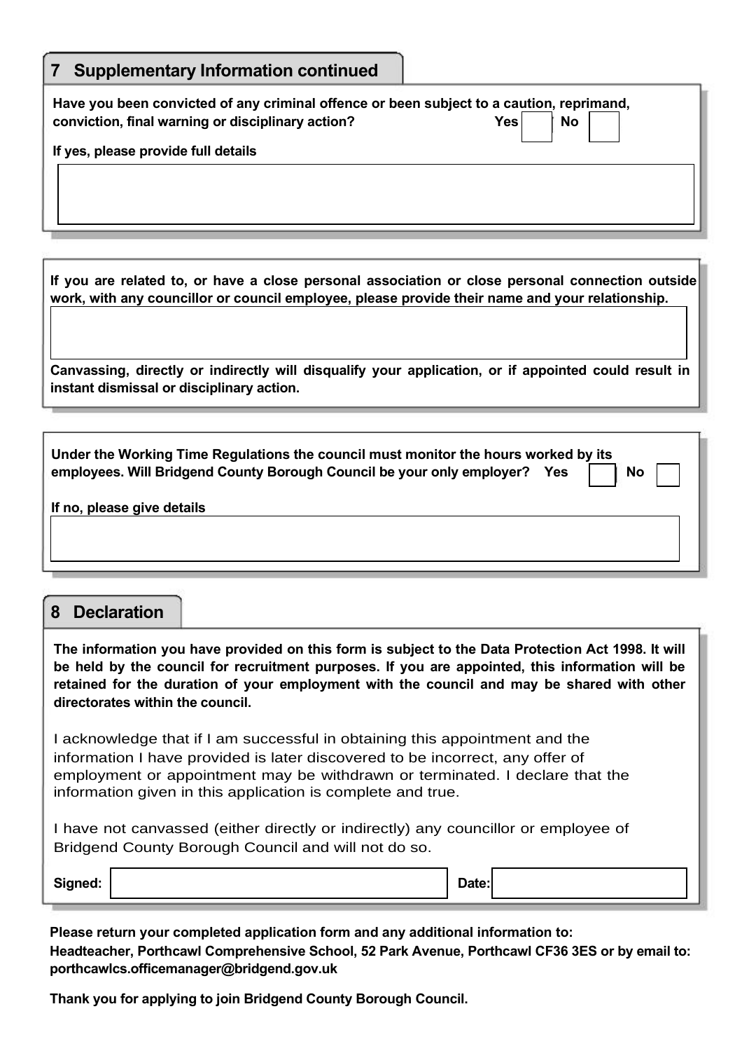## 7 Supplementary Information continued

**Have you been convicted of any criminal offence or been subject to a caution, reprimand, conviction, final warning or disciplinary action?** **Yes** ☐ **No** ☐

**If yes, please provide full details**

&nbsp;

**If you are related to, or have a close personal association or close personal connection outside work, with any councillor or council employee, please provide their name and your relationship.**

&nbsp;

**Canvassing, directly or indirectly will disqualify your application, or if appointed could result in instant dismissal or disciplinary action.**

**Under the Working Time Regulations the council must monitor the hours worked by its employees. Will Bridgend County Borough Council be your only employer?** **Yes** ☐ **No** ☐

**If no, please give details**

&nbsp;

## 8 Declaration

**The information you have provided on this form is subject to the Data Protection Act 1998. It will be held by the council for recruitment purposes. If you are appointed, this information will be retained for the duration of your employment with the council and may be shared with other directorates within the council.**

I acknowledge that if I am successful in obtaining this appointment and the information I have provided is later discovered to be incorrect, any offer of employment or appointment may be withdrawn or terminated. I declare that the information given in this application is complete and true.

I have not canvassed (either directly or indirectly) any councillor or employee of Bridgend County Borough Council and will not do so.

**Signed:** &nbsp; **Date:**

**Please return your completed application form and any additional information to:**
**Headteacher, Porthcawl Comprehensive School, 52 Park Avenue, Porthcawl CF36 3ES or by email to: porthcawlcs.officemanager@bridgend.gov.uk**

**Thank you for applying to join Bridgend County Borough Council.**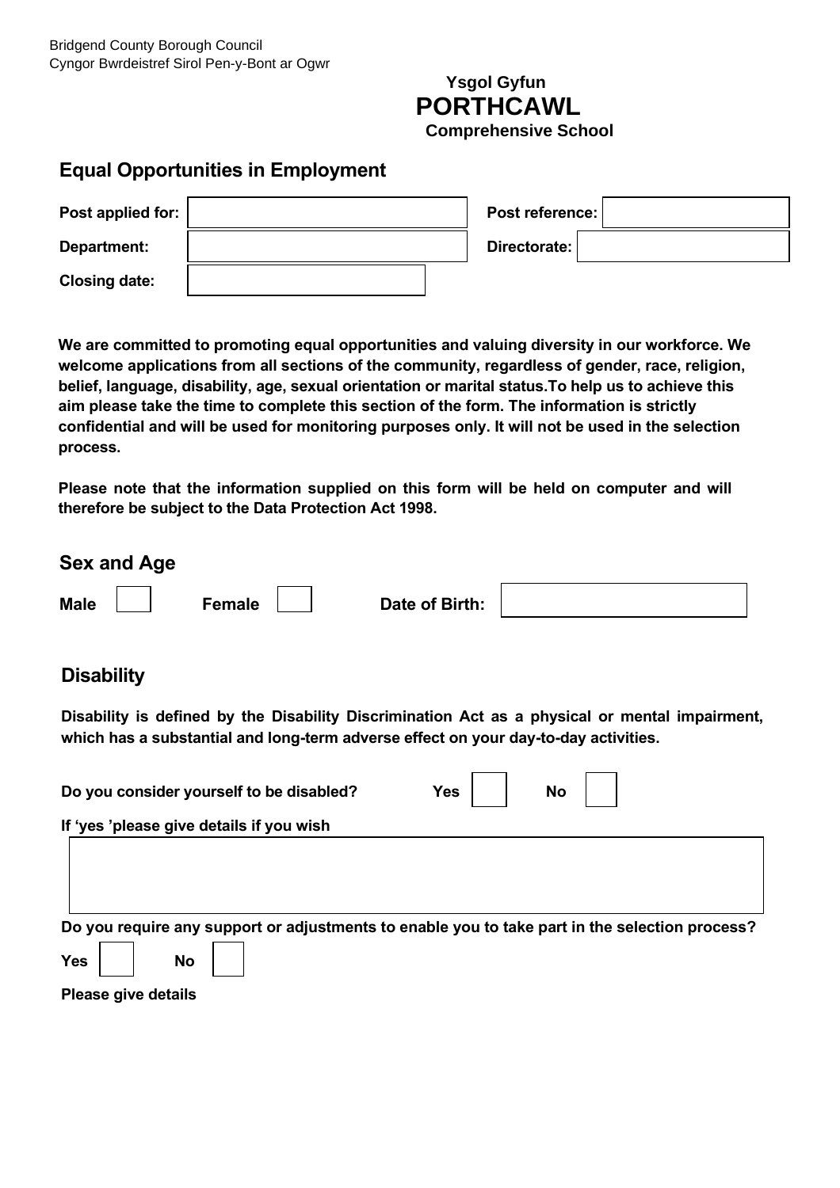Bridgend County Borough Council
Cyngor Bwrdeistref Sirol Pen-y-Bont ar Ogwr

**Ysgol Gyfun**
**PORTHCAWL**
**Comprehensive School**

## Equal Opportunities in Employment

| | | | |
|---|---|---|---|
| **Post applied for:** | | **Post reference:** | |
| **Department:** | | **Directorate:** | |
| **Closing date:** | | | |

**We are committed to promoting equal opportunities and valuing diversity in our workforce. We welcome applications from all sections of the community, regardless of gender, race, religion, belief, language, disability, age, sexual orientation or marital status.To help us to achieve this aim please take the time to complete this section of the form. The information is strictly confidential and will be used for monitoring purposes only. It will not be used in the selection process.**

**Please note that the information supplied on this form will be held on computer and will therefore be subject to the Data Protection Act 1998.**

## Sex and Age

**Male** ☐ **Female** ☐ **Date of Birth:** ______________

## Disability

**Disability is defined by the Disability Discrimination Act as a physical or mental impairment, which has a substantial and long-term adverse effect on your day-to-day activities.**

**Do you consider yourself to be disabled?** **Yes** ☐ **No** ☐

**If 'yes 'please give details if you wish**

______________

**Do you require any support or adjustments to enable you to take part in the selection process?**

**Yes** ☐ **No** ☐

**Please give details**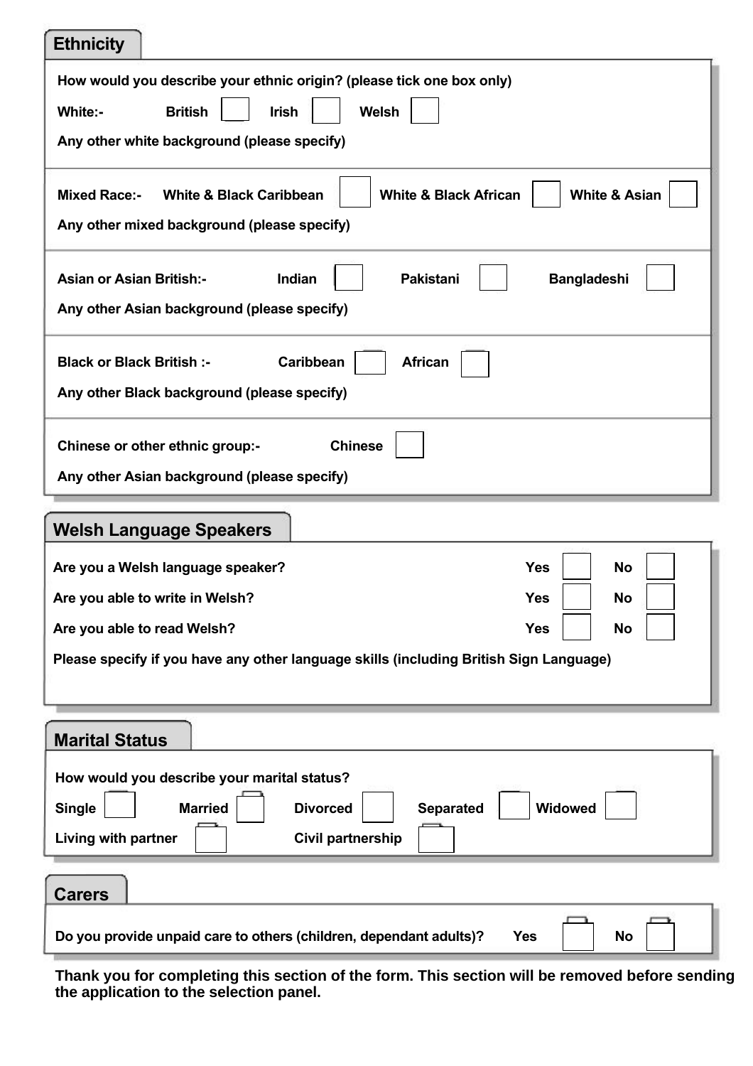## Ethnicity

**How would you describe your ethnic origin? (please tick one box only)**

**White:-** **British** ☐ **Irish** ☐ **Welsh** ☐

**Any other white background (please specify)**

**Mixed Race:-** **White & Black Caribbean** ☐ **White & Black African** ☐ **White & Asian** ☐

**Any other mixed background (please specify)**

**Asian or Asian British:-** **Indian** ☐ **Pakistani** ☐ **Bangladeshi** ☐

**Any other Asian background (please specify)**

**Black or Black British :-** **Caribbean** ☐ **African** ☐

**Any other Black background (please specify)**

**Chinese or other ethnic group:-** **Chinese** ☐

**Any other Asian background (please specify)**

## Welsh Language Speakers

**Are you a Welsh language speaker?** **Yes** ☐ **No** ☐

**Are you able to write in Welsh?** **Yes** ☐ **No** ☐

**Are you able to read Welsh?** **Yes** ☐ **No** ☐

**Please specify if you have any other language skills (including British Sign Language)**

## Marital Status

**How would you describe your marital status?**

**Single** ☐ **Married** ☐ **Divorced** ☐ **Separated** ☐ **Widowed** ☐

**Living with partner** ☐ **Civil partnership** ☐

## Carers

**Do you provide unpaid care to others (children, dependant adults)?** **Yes** ☐ **No** ☐

**Thank you for completing this section of the form. This section will be removed before sending the application to the selection panel.**